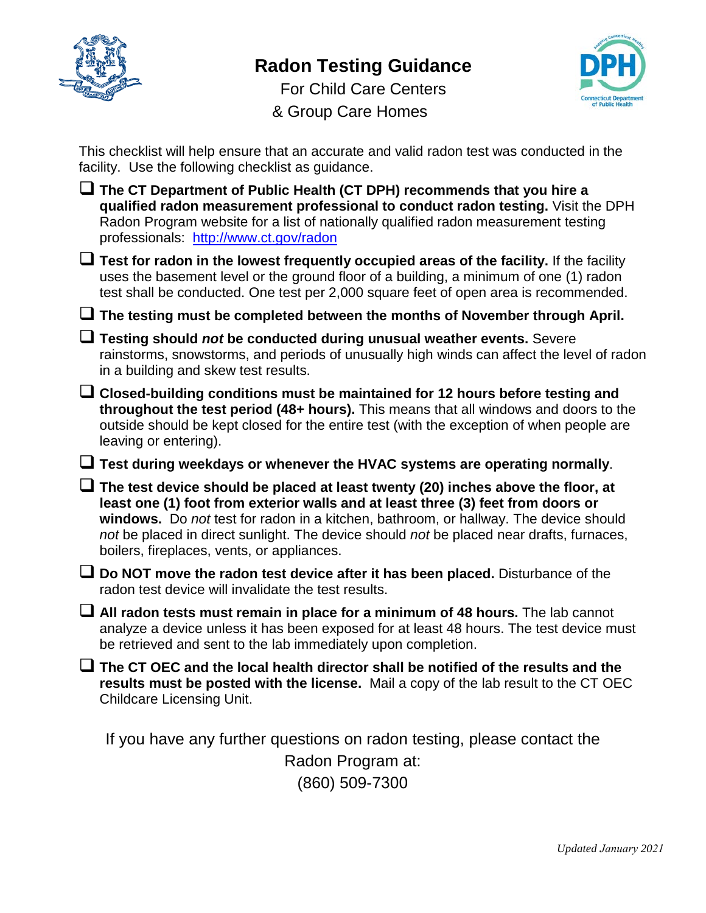# Radon Testing Guidance

For Child Care Centers
& Group Care Homes

This checklist will help ensure that an accurate and valid radon test was conducted in the facility. Use the following checklist as guidance.

- ❑ **The CT Department of Public Health (CT DPH) recommends that you hire a qualified radon measurement professional to conduct radon testing.** Visit the DPH Radon Program website for a list of nationally qualified radon measurement testing professionals: [http://www.ct.gov/radon](http://www.ct.gov/radon)
- ❑ **Test for radon in the lowest frequently occupied areas of the facility.** If the facility uses the basement level or the ground floor of a building, a minimum of one (1) radon test shall be conducted. One test per 2,000 square feet of open area is recommended.
- ❑ **The testing must be completed between the months of November through April.**
- ❑ **Testing should *not* be conducted during unusual weather events.** Severe rainstorms, snowstorms, and periods of unusually high winds can affect the level of radon in a building and skew test results.
- ❑ **Closed-building conditions must be maintained for 12 hours before testing and throughout the test period (48+ hours).** This means that all windows and doors to the outside should be kept closed for the entire test (with the exception of when people are leaving or entering).
- ❑ **Test during weekdays or whenever the HVAC systems are operating normally**.
- ❑ **The test device should be placed at least twenty (20) inches above the floor, at least one (1) foot from exterior walls and at least three (3) feet from doors or windows.** Do *not* test for radon in a kitchen, bathroom, or hallway. The device should *not* be placed in direct sunlight. The device should *not* be placed near drafts, furnaces, boilers, fireplaces, vents, or appliances.
- ❑ **Do NOT move the radon test device after it has been placed.** Disturbance of the radon test device will invalidate the test results.
- ❑ **All radon tests must remain in place for a minimum of 48 hours.** The lab cannot analyze a device unless it has been exposed for at least 48 hours. The test device must be retrieved and sent to the lab immediately upon completion.
- ❑ **The CT OEC and the local health director shall be notified of the results and the results must be posted with the license.** Mail a copy of the lab result to the CT OEC Childcare Licensing Unit.

If you have any further questions on radon testing, please contact the Radon Program at:
(860) 509-7300

*Updated January 2021*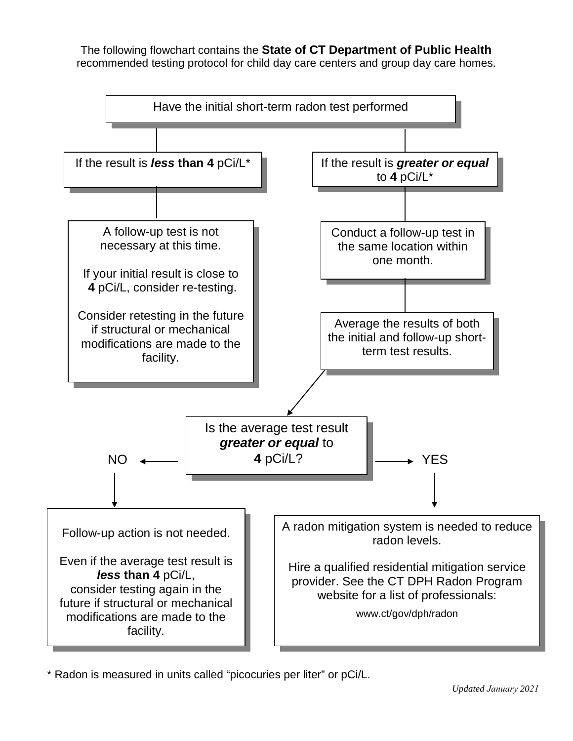The following flowchart contains the **State of CT Department of Public Health** recommended testing protocol for child day care centers and group day care homes.

Have the initial short-term radon test performed

If the result is ***less* than 4** pCi/L*

A follow-up test is not necessary at this time.

If your initial result is close to **4** pCi/L, consider re-testing.

Consider retesting in the future if structural or mechanical modifications are made to the facility.

If the result is ***greater or equal*** to **4** pCi/L*

Conduct a follow-up test in the same location within one month.

Average the results of both the initial and follow-up short-term test results.

Is the average test result ***greater or equal*** to **4** pCi/L?

NO

Follow-up action is not needed.

Even if the average test result is ***less* than 4** pCi/L, consider testing again in the future if structural or mechanical modifications are made to the facility.

YES

A radon mitigation system is needed to reduce radon levels.

Hire a qualified residential mitigation service provider. See the CT DPH Radon Program website for a list of professionals:

www.ct/gov/dph/radon

* Radon is measured in units called "picocuries per liter" or pCi/L.

*Updated January 2021*